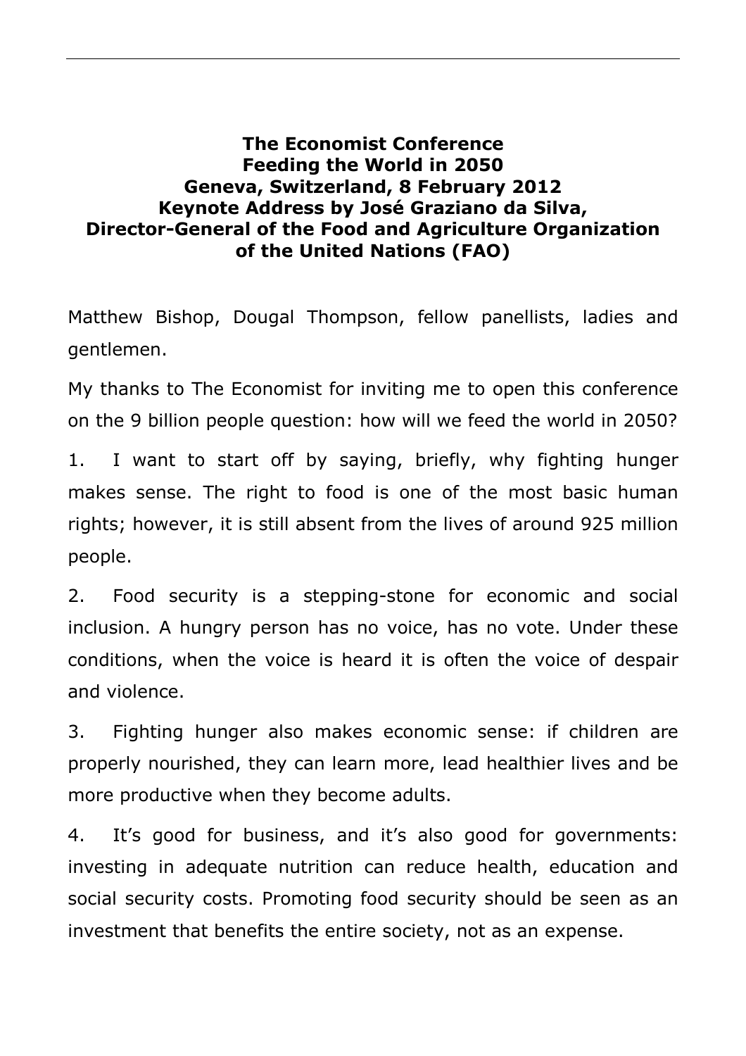**The Economist Conference**
**Feeding the World in 2050**
**Geneva, Switzerland, 8 February 2012**
**Keynote Address by José Graziano da Silva,**
**Director-General of the Food and Agriculture Organization of the United Nations (FAO)**

Matthew Bishop, Dougal Thompson, fellow panellists, ladies and gentlemen.

My thanks to The Economist for inviting me to open this conference on the 9 billion people question: how will we feed the world in 2050?

1. I want to start off by saying, briefly, why fighting hunger makes sense. The right to food is one of the most basic human rights; however, it is still absent from the lives of around 925 million people.

2. Food security is a stepping-stone for economic and social inclusion. A hungry person has no voice, has no vote. Under these conditions, when the voice is heard it is often the voice of despair and violence.

3. Fighting hunger also makes economic sense: if children are properly nourished, they can learn more, lead healthier lives and be more productive when they become adults.

4. It's good for business, and it's also good for governments: investing in adequate nutrition can reduce health, education and social security costs. Promoting food security should be seen as an investment that benefits the entire society, not as an expense.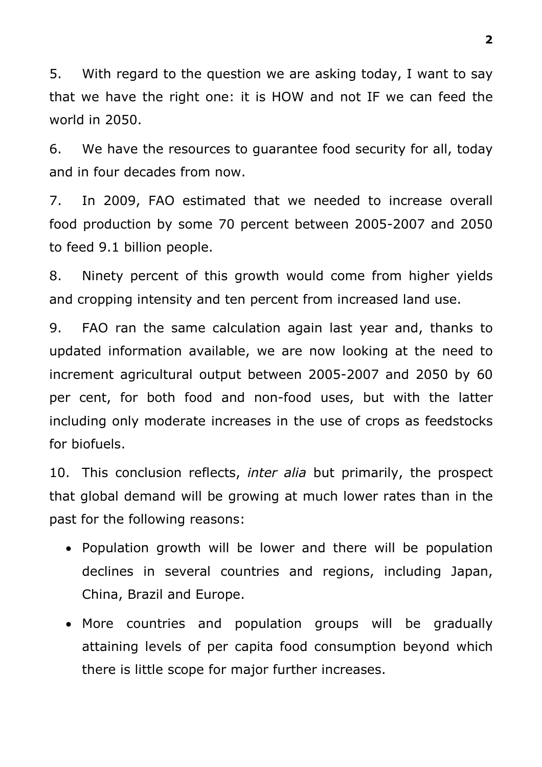5. With regard to the question we are asking today, I want to say that we have the right one: it is HOW and not IF we can feed the world in 2050.

6. We have the resources to guarantee food security for all, today and in four decades from now.

7. In 2009, FAO estimated that we needed to increase overall food production by some 70 percent between 2005-2007 and 2050 to feed 9.1 billion people.

8. Ninety percent of this growth would come from higher yields and cropping intensity and ten percent from increased land use.

9. FAO ran the same calculation again last year and, thanks to updated information available, we are now looking at the need to increment agricultural output between 2005-2007 and 2050 by 60 per cent, for both food and non-food uses, but with the latter including only moderate increases in the use of crops as feedstocks for biofuels.

10. This conclusion reflects, *inter alia* but primarily, the prospect that global demand will be growing at much lower rates than in the past for the following reasons:

- Population growth will be lower and there will be population declines in several countries and regions, including Japan, China, Brazil and Europe.
- More countries and population groups will be gradually attaining levels of per capita food consumption beyond which there is little scope for major further increases.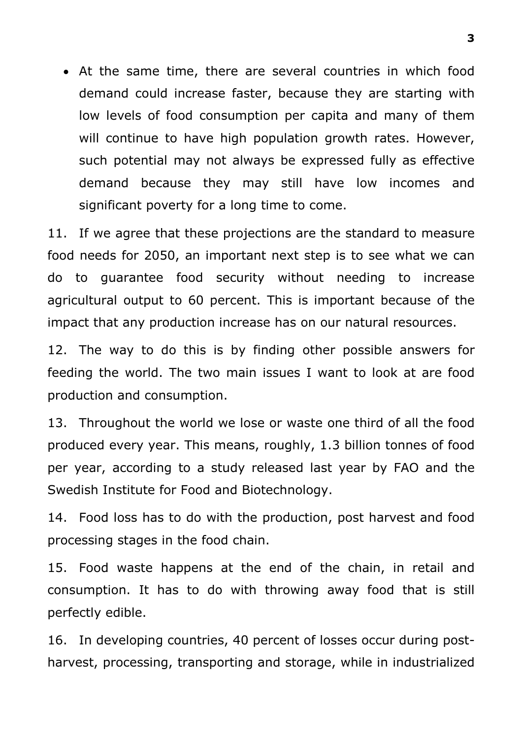- At the same time, there are several countries in which food demand could increase faster, because they are starting with low levels of food consumption per capita and many of them will continue to have high population growth rates. However, such potential may not always be expressed fully as effective demand because they may still have low incomes and significant poverty for a long time to come.

11. If we agree that these projections are the standard to measure food needs for 2050, an important next step is to see what we can do to guarantee food security without needing to increase agricultural output to 60 percent. This is important because of the impact that any production increase has on our natural resources.

12. The way to do this is by finding other possible answers for feeding the world. The two main issues I want to look at are food production and consumption.

13. Throughout the world we lose or waste one third of all the food produced every year. This means, roughly, 1.3 billion tonnes of food per year, according to a study released last year by FAO and the Swedish Institute for Food and Biotechnology.

14. Food loss has to do with the production, post harvest and food processing stages in the food chain.

15. Food waste happens at the end of the chain, in retail and consumption. It has to do with throwing away food that is still perfectly edible.

16. In developing countries, 40 percent of losses occur during post-harvest, processing, transporting and storage, while in industrialized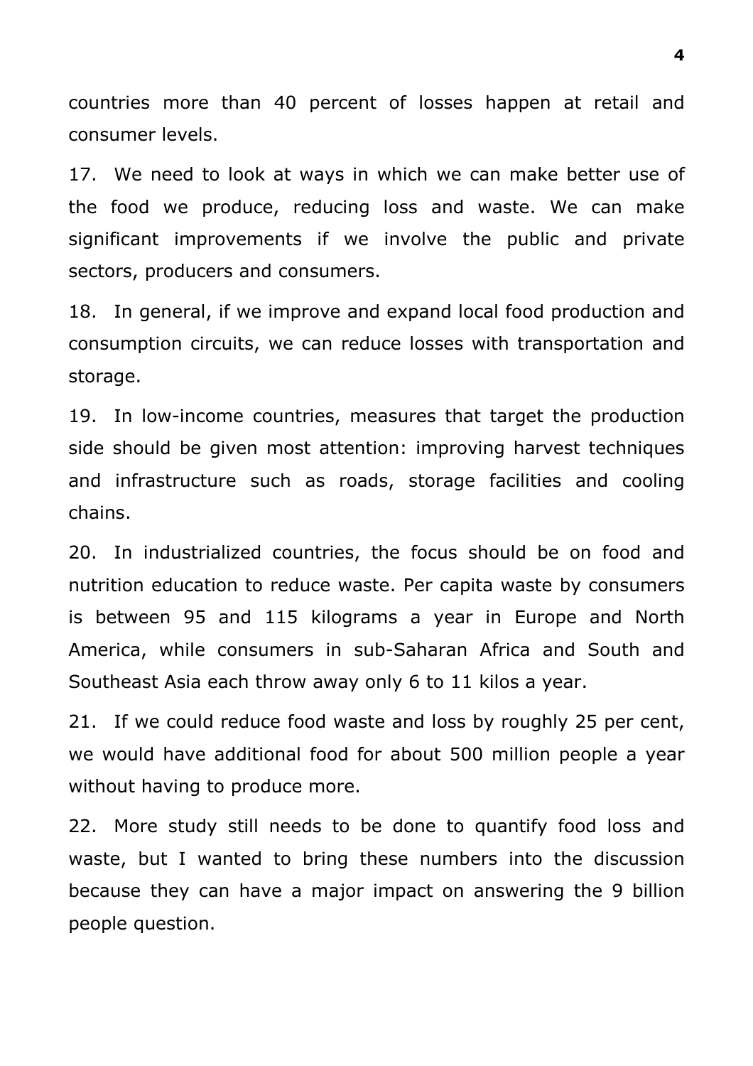countries more than 40 percent of losses happen at retail and consumer levels.

17. We need to look at ways in which we can make better use of the food we produce, reducing loss and waste. We can make significant improvements if we involve the public and private sectors, producers and consumers.

18. In general, if we improve and expand local food production and consumption circuits, we can reduce losses with transportation and storage.

19. In low-income countries, measures that target the production side should be given most attention: improving harvest techniques and infrastructure such as roads, storage facilities and cooling chains.

20. In industrialized countries, the focus should be on food and nutrition education to reduce waste. Per capita waste by consumers is between 95 and 115 kilograms a year in Europe and North America, while consumers in sub-Saharan Africa and South and Southeast Asia each throw away only 6 to 11 kilos a year.

21. If we could reduce food waste and loss by roughly 25 per cent, we would have additional food for about 500 million people a year without having to produce more.

22. More study still needs to be done to quantify food loss and waste, but I wanted to bring these numbers into the discussion because they can have a major impact on answering the 9 billion people question.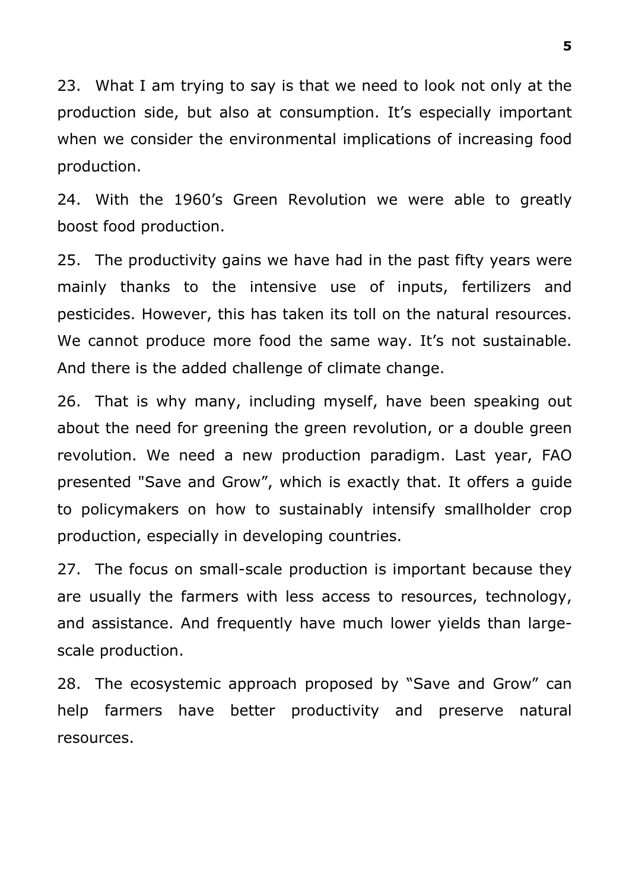23. What I am trying to say is that we need to look not only at the production side, but also at consumption. It's especially important when we consider the environmental implications of increasing food production.

24. With the 1960's Green Revolution we were able to greatly boost food production.

25. The productivity gains we have had in the past fifty years were mainly thanks to the intensive use of inputs, fertilizers and pesticides. However, this has taken its toll on the natural resources. We cannot produce more food the same way. It's not sustainable. And there is the added challenge of climate change.

26. That is why many, including myself, have been speaking out about the need for greening the green revolution, or a double green revolution. We need a new production paradigm. Last year, FAO presented "Save and Grow", which is exactly that. It offers a guide to policymakers on how to sustainably intensify smallholder crop production, especially in developing countries.

27. The focus on small-scale production is important because they are usually the farmers with less access to resources, technology, and assistance. And frequently have much lower yields than large-scale production.

28. The ecosystemic approach proposed by "Save and Grow" can help farmers have better productivity and preserve natural resources.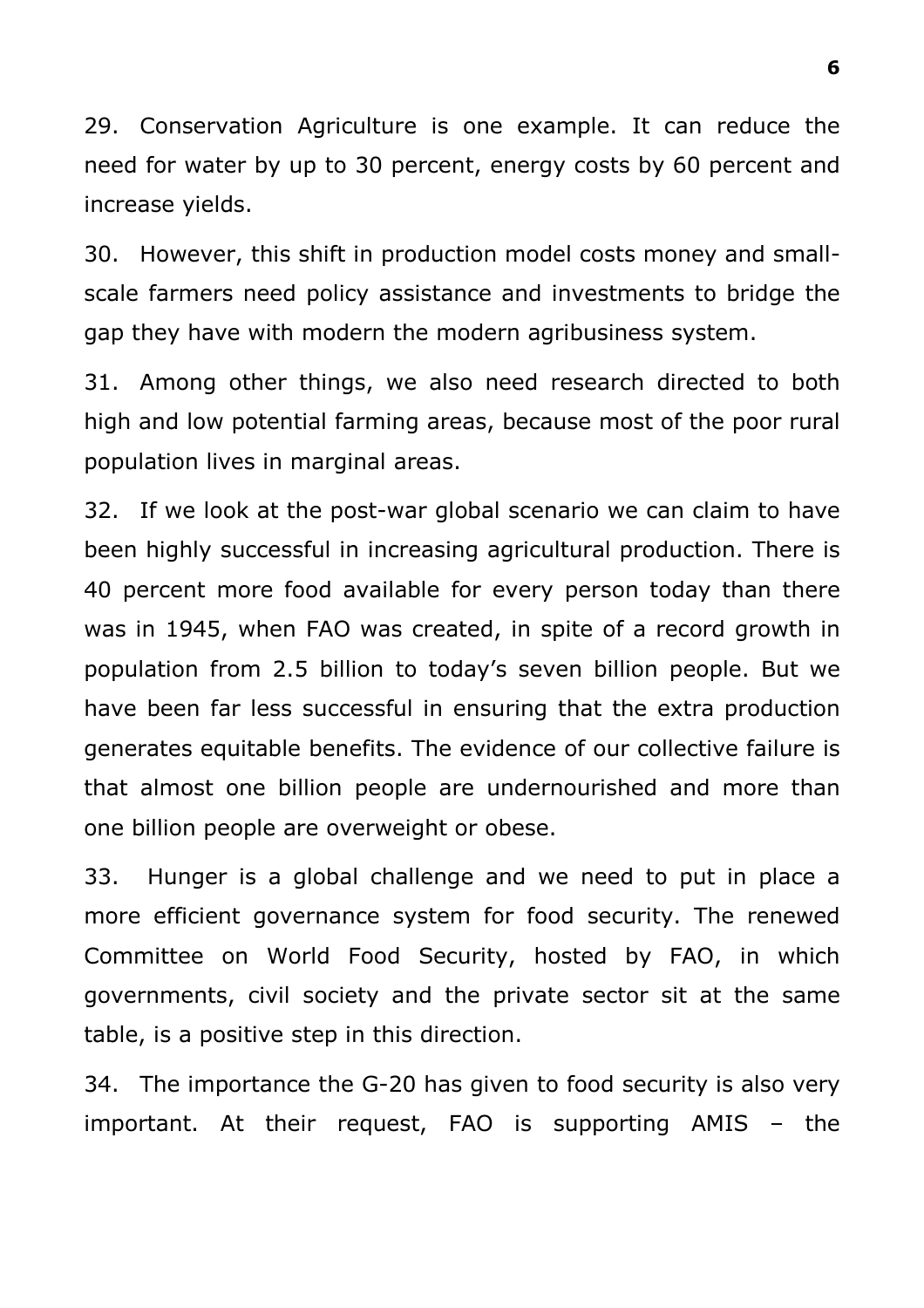29. Conservation Agriculture is one example. It can reduce the need for water by up to 30 percent, energy costs by 60 percent and increase yields.

30. However, this shift in production model costs money and small-scale farmers need policy assistance and investments to bridge the gap they have with modern the modern agribusiness system.

31. Among other things, we also need research directed to both high and low potential farming areas, because most of the poor rural population lives in marginal areas.

32. If we look at the post-war global scenario we can claim to have been highly successful in increasing agricultural production. There is 40 percent more food available for every person today than there was in 1945, when FAO was created, in spite of a record growth in population from 2.5 billion to today's seven billion people. But we have been far less successful in ensuring that the extra production generates equitable benefits. The evidence of our collective failure is that almost one billion people are undernourished and more than one billion people are overweight or obese.

33. Hunger is a global challenge and we need to put in place a more efficient governance system for food security. The renewed Committee on World Food Security, hosted by FAO, in which governments, civil society and the private sector sit at the same table, is a positive step in this direction.

34. The importance the G-20 has given to food security is also very important. At their request, FAO is supporting AMIS – the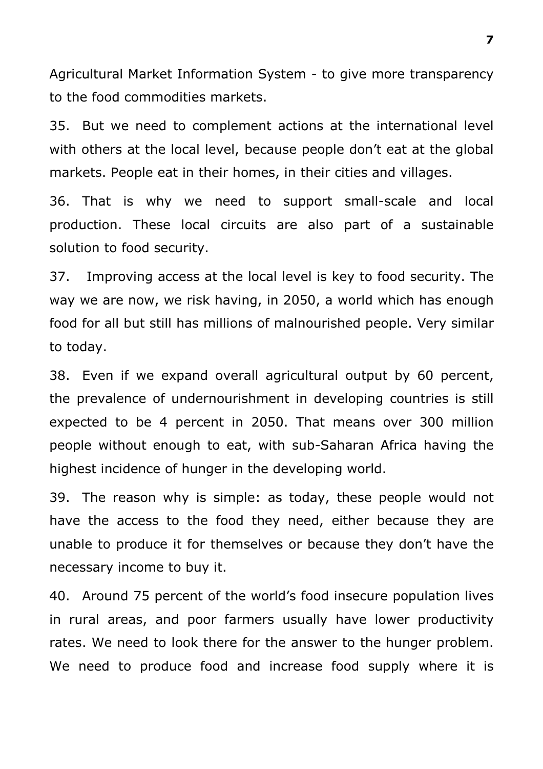Agricultural Market Information System - to give more transparency to the food commodities markets.

35. But we need to complement actions at the international level with others at the local level, because people don't eat at the global markets. People eat in their homes, in their cities and villages.

36. That is why we need to support small-scale and local production. These local circuits are also part of a sustainable solution to food security.

37. Improving access at the local level is key to food security. The way we are now, we risk having, in 2050, a world which has enough food for all but still has millions of malnourished people. Very similar to today.

38. Even if we expand overall agricultural output by 60 percent, the prevalence of undernourishment in developing countries is still expected to be 4 percent in 2050. That means over 300 million people without enough to eat, with sub-Saharan Africa having the highest incidence of hunger in the developing world.

39. The reason why is simple: as today, these people would not have the access to the food they need, either because they are unable to produce it for themselves or because they don't have the necessary income to buy it.

40. Around 75 percent of the world's food insecure population lives in rural areas, and poor farmers usually have lower productivity rates. We need to look there for the answer to the hunger problem. We need to produce food and increase food supply where it is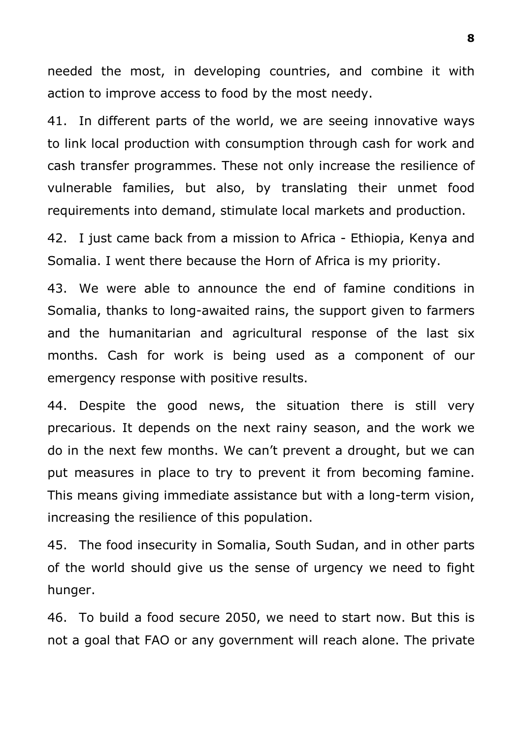needed the most, in developing countries, and combine it with action to improve access to food by the most needy.

41. In different parts of the world, we are seeing innovative ways to link local production with consumption through cash for work and cash transfer programmes. These not only increase the resilience of vulnerable families, but also, by translating their unmet food requirements into demand, stimulate local markets and production.

42. I just came back from a mission to Africa - Ethiopia, Kenya and Somalia. I went there because the Horn of Africa is my priority.

43. We were able to announce the end of famine conditions in Somalia, thanks to long-awaited rains, the support given to farmers and the humanitarian and agricultural response of the last six months. Cash for work is being used as a component of our emergency response with positive results.

44. Despite the good news, the situation there is still very precarious. It depends on the next rainy season, and the work we do in the next few months. We can't prevent a drought, but we can put measures in place to try to prevent it from becoming famine. This means giving immediate assistance but with a long-term vision, increasing the resilience of this population.

45. The food insecurity in Somalia, South Sudan, and in other parts of the world should give us the sense of urgency we need to fight hunger.

46. To build a food secure 2050, we need to start now. But this is not a goal that FAO or any government will reach alone. The private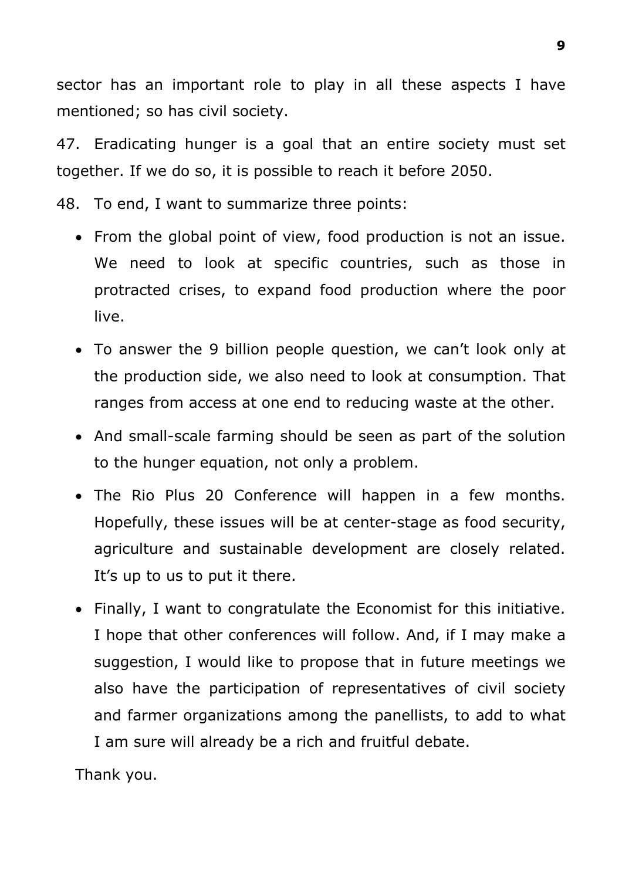sector has an important role to play in all these aspects I have mentioned; so has civil society.

47. Eradicating hunger is a goal that an entire society must set together. If we do so, it is possible to reach it before 2050.

48. To end, I want to summarize three points:

- From the global point of view, food production is not an issue. We need to look at specific countries, such as those in protracted crises, to expand food production where the poor live.
- To answer the 9 billion people question, we can't look only at the production side, we also need to look at consumption. That ranges from access at one end to reducing waste at the other.
- And small-scale farming should be seen as part of the solution to the hunger equation, not only a problem.
- The Rio Plus 20 Conference will happen in a few months. Hopefully, these issues will be at center-stage as food security, agriculture and sustainable development are closely related. It's up to us to put it there.
- Finally, I want to congratulate the Economist for this initiative. I hope that other conferences will follow. And, if I may make a suggestion, I would like to propose that in future meetings we also have the participation of representatives of civil society and farmer organizations among the panellists, to add to what I am sure will already be a rich and fruitful debate.

Thank you.